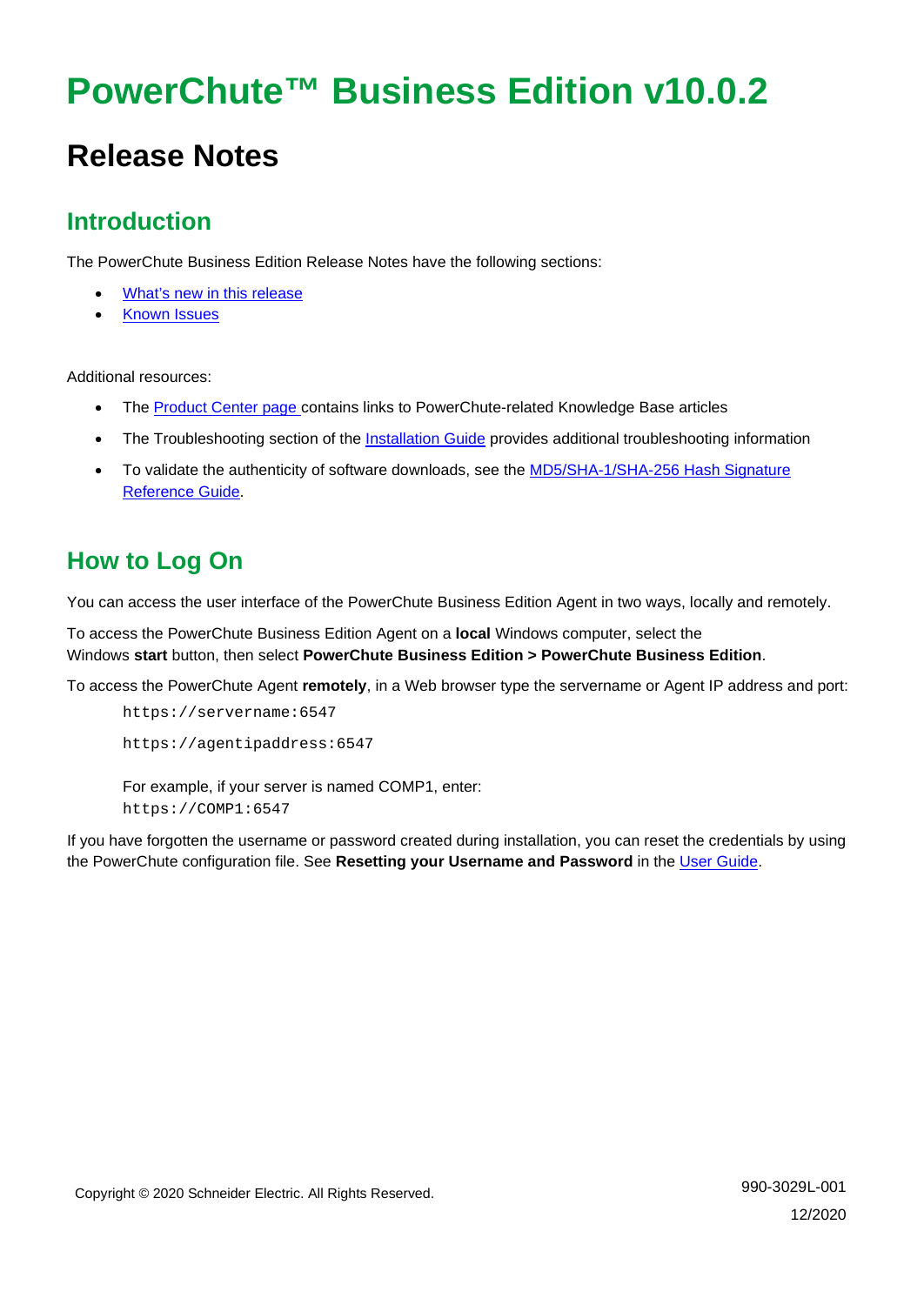# PowerChute™ Business Edition v10.0.2

## Release Notes

### Introduction

The PowerChute Business Edition Release Notes have the following sections:

- What's new in this release
- Known Issues

Additional resources:

- The Product Center page contains links to PowerChute-related Knowledge Base articles
- The Troubleshooting section of the Installation Guide provides additional troubleshooting information
- To validate the authenticity of software downloads, see the MD5/SHA-1/SHA-256 Hash Signature Reference Guide.

### How to Log On

You can access the user interface of the PowerChute Business Edition Agent in two ways, locally and remotely.

To access the PowerChute Business Edition Agent on a **local** Windows computer, select the Windows **start** button, then select **PowerChute Business Edition > PowerChute Business Edition**.

To access the PowerChute Agent **remotely**, in a Web browser type the servername or Agent IP address and port:

```
https://servername:6547
```

```
https://agentipaddress:6547
```

For example, if your server is named COMP1, enter:

```
https://COMP1:6547
```

If you have forgotten the username or password created during installation, you can reset the credentials by using the PowerChute configuration file. See **Resetting your Username and Password** in the User Guide.

Copyright © 2020 Schneider Electric. All Rights Reserved.

990-3029L-001

12/2020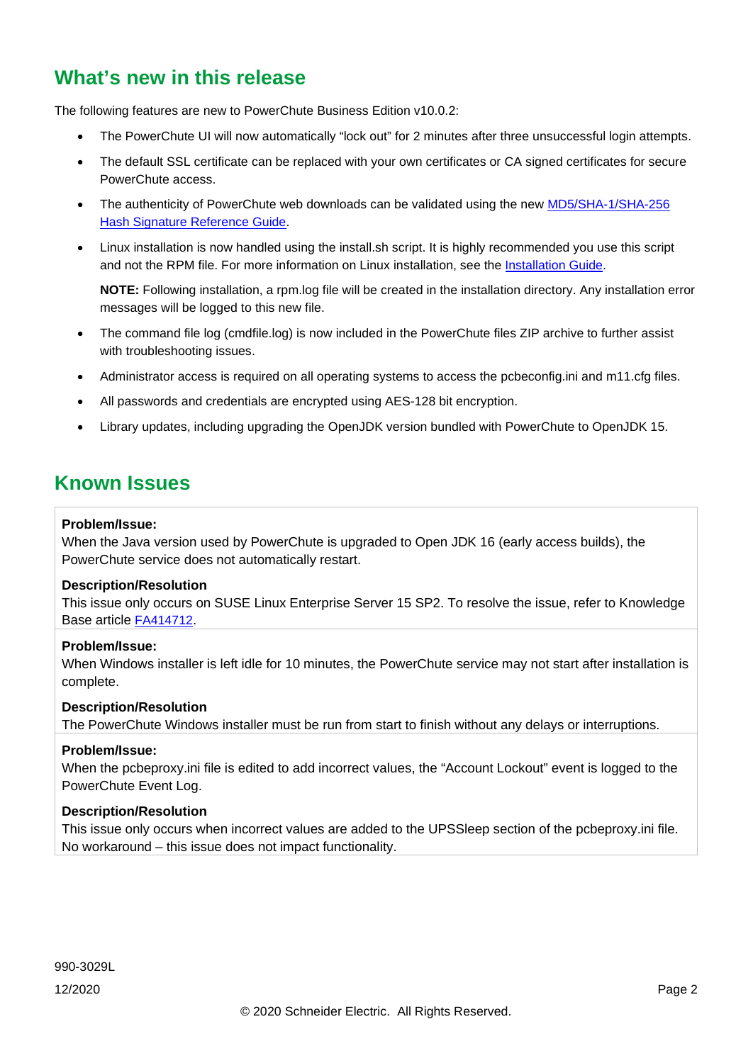## What's new in this release

The following features are new to PowerChute Business Edition v10.0.2:

- The PowerChute UI will now automatically "lock out" for 2 minutes after three unsuccessful login attempts.
- The default SSL certificate can be replaced with your own certificates or CA signed certificates for secure PowerChute access.
- The authenticity of PowerChute web downloads can be validated using the new [MD5/SHA-1/SHA-256 Hash Signature Reference Guide](#).
- Linux installation is now handled using the install.sh script. It is highly recommended you use this script and not the RPM file. For more information on Linux installation, see the [Installation Guide](#).

  **NOTE:** Following installation, a rpm.log file will be created in the installation directory. Any installation error messages will be logged to this new file.
- The command file log (cmdfile.log) is now included in the PowerChute files ZIP archive to further assist with troubleshooting issues.
- Administrator access is required on all operating systems to access the pcbeconfig.ini and m11.cfg files.
- All passwords and credentials are encrypted using AES-128 bit encryption.
- Library updates, including upgrading the OpenJDK version bundled with PowerChute to OpenJDK 15.

## Known Issues

**Problem/Issue:**
When the Java version used by PowerChute is upgraded to Open JDK 16 (early access builds), the PowerChute service does not automatically restart.

**Description/Resolution**
This issue only occurs on SUSE Linux Enterprise Server 15 SP2. To resolve the issue, refer to Knowledge Base article [FA414712](#).

**Problem/Issue:**
When Windows installer is left idle for 10 minutes, the PowerChute service may not start after installation is complete.

**Description/Resolution**
The PowerChute Windows installer must be run from start to finish without any delays or interruptions.

**Problem/Issue:**
When the pcbeproxy.ini file is edited to add incorrect values, the "Account Lockout" event is logged to the PowerChute Event Log.

**Description/Resolution**
This issue only occurs when incorrect values are added to the UPSSleep section of the pcbeproxy.ini file. No workaround – this issue does not impact functionality.

990-3029L

12/2020

© 2020 Schneider Electric. All Rights Reserved.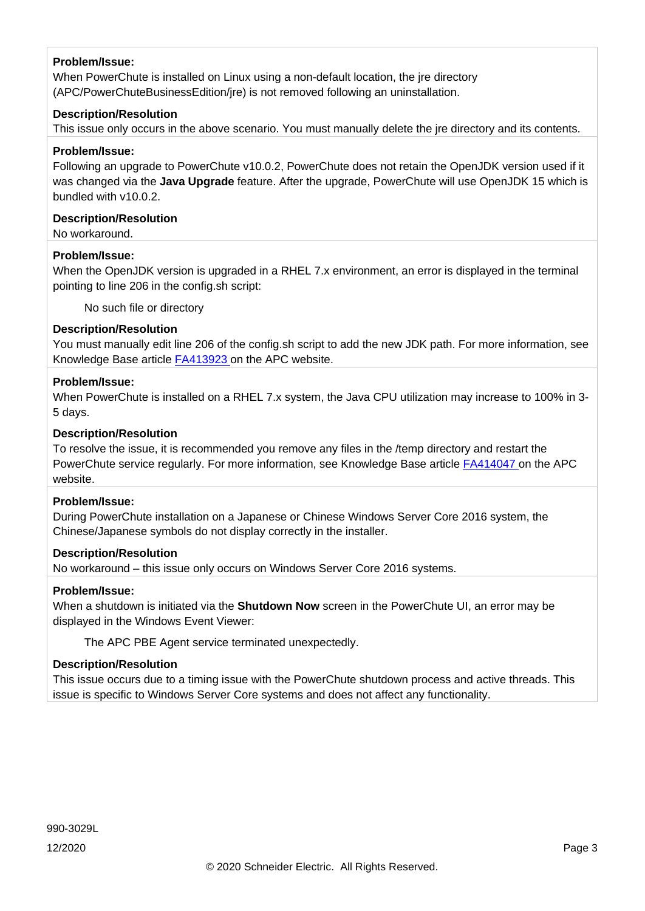**Problem/Issue:**
When PowerChute is installed on Linux using a non-default location, the jre directory (APC/PowerChuteBusinessEdition/jre) is not removed following an uninstallation.

**Description/Resolution**
This issue only occurs in the above scenario. You must manually delete the jre directory and its contents.

**Problem/Issue:**
Following an upgrade to PowerChute v10.0.2, PowerChute does not retain the OpenJDK version used if it was changed via the **Java Upgrade** feature. After the upgrade, PowerChute will use OpenJDK 15 which is bundled with v10.0.2.

**Description/Resolution**
No workaround.

**Problem/Issue:**
When the OpenJDK version is upgraded in a RHEL 7.x environment, an error is displayed in the terminal pointing to line 206 in the config.sh script:

> No such file or directory

**Description/Resolution**
You must manually edit line 206 of the config.sh script to add the new JDK path. For more information, see Knowledge Base article FA413923 on the APC website.

**Problem/Issue:**
When PowerChute is installed on a RHEL 7.x system, the Java CPU utilization may increase to 100% in 3-5 days.

**Description/Resolution**
To resolve the issue, it is recommended you remove any files in the /temp directory and restart the PowerChute service regularly. For more information, see Knowledge Base article FA414047 on the APC website.

**Problem/Issue:**
During PowerChute installation on a Japanese or Chinese Windows Server Core 2016 system, the Chinese/Japanese symbols do not display correctly in the installer.

**Description/Resolution**
No workaround – this issue only occurs on Windows Server Core 2016 systems.

**Problem/Issue:**
When a shutdown is initiated via the **Shutdown Now** screen in the PowerChute UI, an error may be displayed in the Windows Event Viewer:

> The APC PBE Agent service terminated unexpectedly.

**Description/Resolution**
This issue occurs due to a timing issue with the PowerChute shutdown process and active threads. This issue is specific to Windows Server Core systems and does not affect any functionality.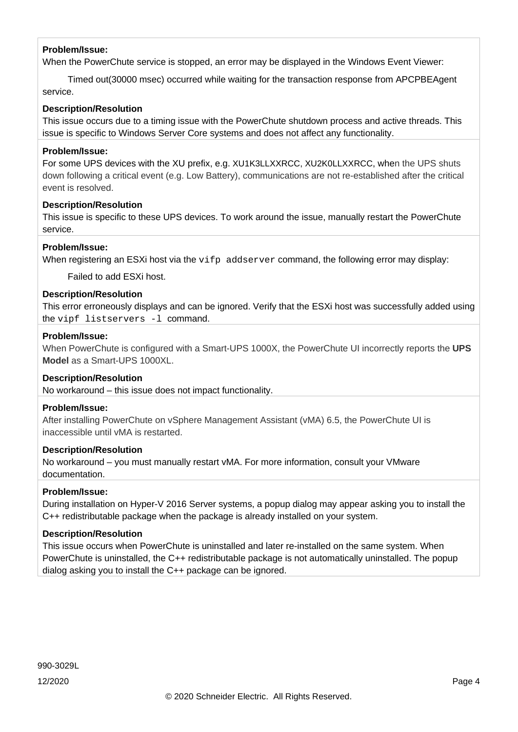**Problem/Issue:**
When the PowerChute service is stopped, an error may be displayed in the Windows Event Viewer:

Timed out(30000 msec) occurred while waiting for the transaction response from APCPBEAgent service.

**Description/Resolution**
This issue occurs due to a timing issue with the PowerChute shutdown process and active threads. This issue is specific to Windows Server Core systems and does not affect any functionality.

**Problem/Issue:**
For some UPS devices with the XU prefix, e.g. XU1K3LLXXRCC, XU2K0LLXXRCC, when the UPS shuts down following a critical event (e.g. Low Battery), communications are not re-established after the critical event is resolved.

**Description/Resolution**
This issue is specific to these UPS devices. To work around the issue, manually restart the PowerChute service.

**Problem/Issue:**
When registering an ESXi host via the `vifp addserver` command, the following error may display:

Failed to add ESXi host.

**Description/Resolution**
This error erroneously displays and can be ignored. Verify that the ESXi host was successfully added using the `vipf listservers -l` command.

**Problem/Issue:**
When PowerChute is configured with a Smart-UPS 1000X, the PowerChute UI incorrectly reports the **UPS Model** as a Smart-UPS 1000XL.

**Description/Resolution**
No workaround – this issue does not impact functionality.

**Problem/Issue:**
After installing PowerChute on vSphere Management Assistant (vMA) 6.5, the PowerChute UI is inaccessible until vMA is restarted.

**Description/Resolution**
No workaround – you must manually restart vMA. For more information, consult your VMware documentation.

**Problem/Issue:**
During installation on Hyper-V 2016 Server systems, a popup dialog may appear asking you to install the C++ redistributable package when the package is already installed on your system.

**Description/Resolution**
This issue occurs when PowerChute is uninstalled and later re-installed on the same system. When PowerChute is uninstalled, the C++ redistributable package is not automatically uninstalled. The popup dialog asking you to install the C++ package can be ignored.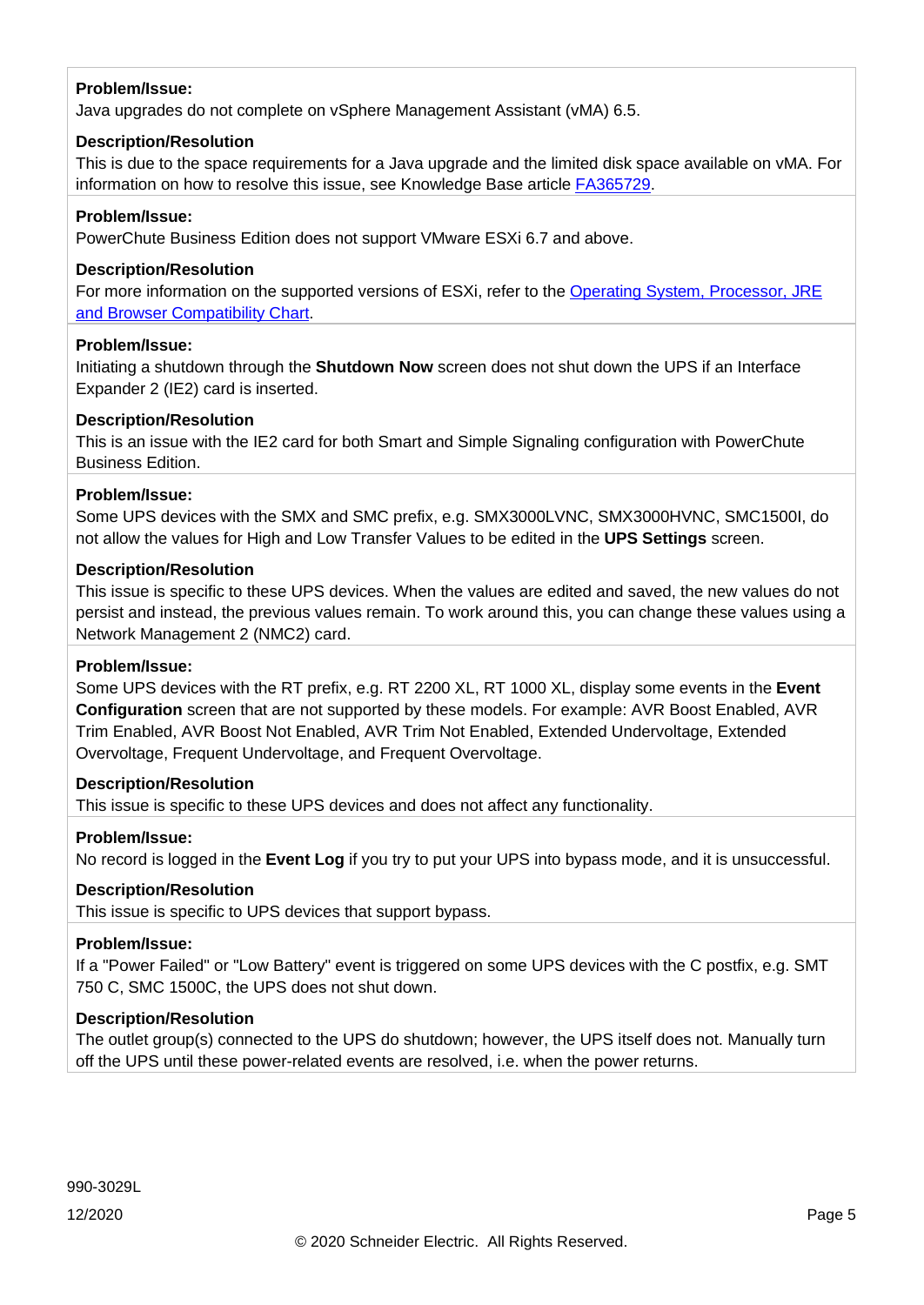**Problem/Issue:**

Java upgrades do not complete on vSphere Management Assistant (vMA) 6.5.

**Description/Resolution**

This is due to the space requirements for a Java upgrade and the limited disk space available on vMA. For information on how to resolve this issue, see Knowledge Base article FA365729.

---

**Problem/Issue:**

PowerChute Business Edition does not support VMware ESXi 6.7 and above.

**Description/Resolution**

For more information on the supported versions of ESXi, refer to the Operating System, Processor, JRE and Browser Compatibility Chart.

---

**Problem/Issue:**

Initiating a shutdown through the **Shutdown Now** screen does not shut down the UPS if an Interface Expander 2 (IE2) card is inserted.

**Description/Resolution**

This is an issue with the IE2 card for both Smart and Simple Signaling configuration with PowerChute Business Edition.

---

**Problem/Issue:**

Some UPS devices with the SMX and SMC prefix, e.g. SMX3000LVNC, SMX3000HVNC, SMC1500I, do not allow the values for High and Low Transfer Values to be edited in the **UPS Settings** screen.

**Description/Resolution**

This issue is specific to these UPS devices. When the values are edited and saved, the new values do not persist and instead, the previous values remain. To work around this, you can change these values using a Network Management 2 (NMC2) card.

---

**Problem/Issue:**

Some UPS devices with the RT prefix, e.g. RT 2200 XL, RT 1000 XL, display some events in the **Event Configuration** screen that are not supported by these models. For example: AVR Boost Enabled, AVR Trim Enabled, AVR Boost Not Enabled, AVR Trim Not Enabled, Extended Undervoltage, Extended Overvoltage, Frequent Undervoltage, and Frequent Overvoltage.

**Description/Resolution**

This issue is specific to these UPS devices and does not affect any functionality.

---

**Problem/Issue:**

No record is logged in the **Event Log** if you try to put your UPS into bypass mode, and it is unsuccessful.

**Description/Resolution**

This issue is specific to UPS devices that support bypass.

---

**Problem/Issue:**

If a "Power Failed" or "Low Battery" event is triggered on some UPS devices with the C postfix, e.g. SMT 750 C, SMC 1500C, the UPS does not shut down.

**Description/Resolution**

The outlet group(s) connected to the UPS do shutdown; however, the UPS itself does not. Manually turn off the UPS until these power-related events are resolved, i.e. when the power returns.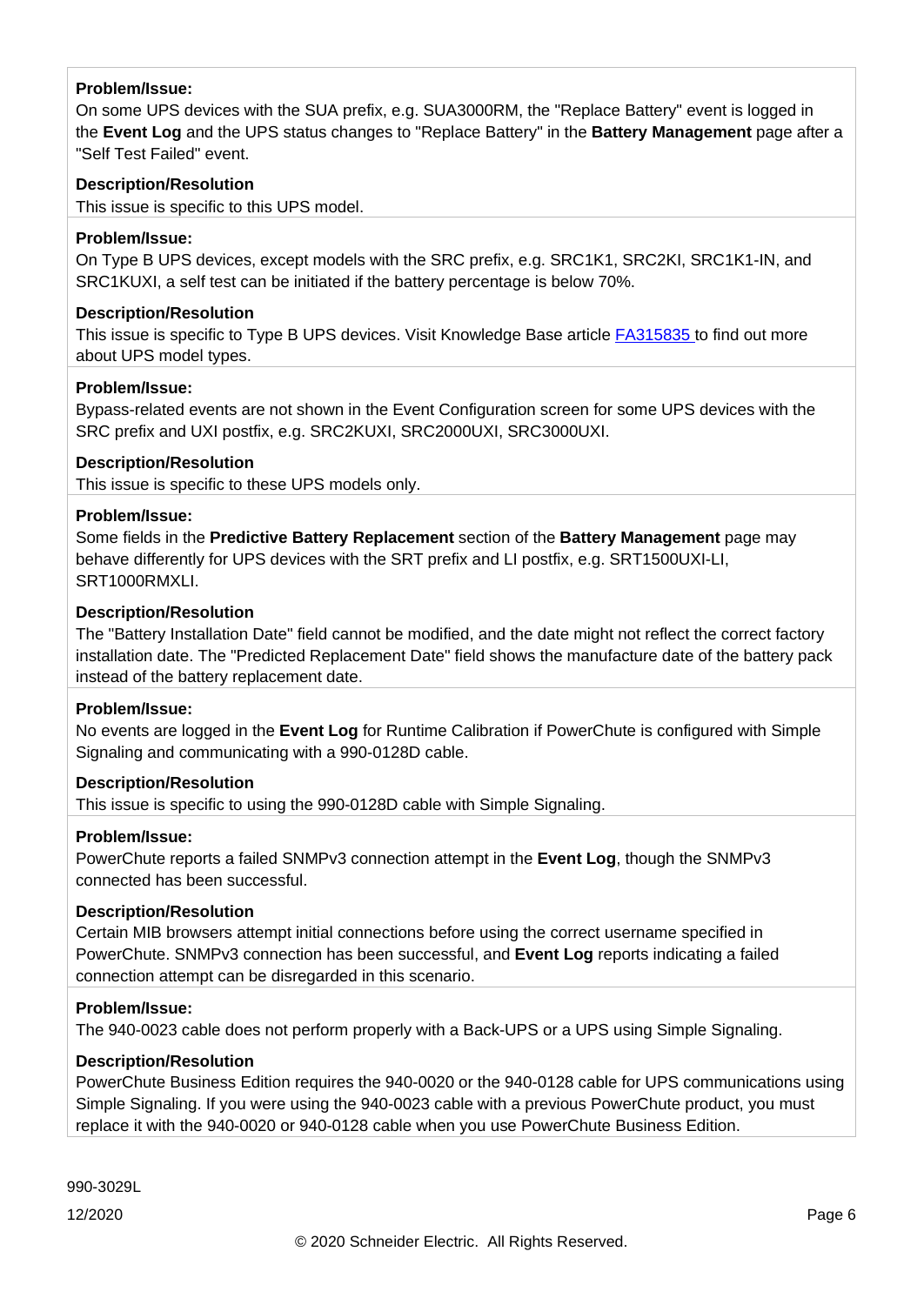**Problem/Issue:**

On some UPS devices with the SUA prefix, e.g. SUA3000RM, the "Replace Battery" event is logged in the **Event Log** and the UPS status changes to "Replace Battery" in the **Battery Management** page after a "Self Test Failed" event.

**Description/Resolution**

This issue is specific to this UPS model.

**Problem/Issue:**

On Type B UPS devices, except models with the SRC prefix, e.g. SRC1K1, SRC2KI, SRC1K1-IN, and SRC1KUXI, a self test can be initiated if the battery percentage is below 70%.

**Description/Resolution**

This issue is specific to Type B UPS devices. Visit Knowledge Base article FA315835 to find out more about UPS model types.

**Problem/Issue:**

Bypass-related events are not shown in the Event Configuration screen for some UPS devices with the SRC prefix and UXI postfix, e.g. SRC2KUXI, SRC2000UXI, SRC3000UXI.

**Description/Resolution**

This issue is specific to these UPS models only.

**Problem/Issue:**

Some fields in the **Predictive Battery Replacement** section of the **Battery Management** page may behave differently for UPS devices with the SRT prefix and LI postfix, e.g. SRT1500UXI-LI, SRT1000RMXLI.

**Description/Resolution**

The "Battery Installation Date" field cannot be modified, and the date might not reflect the correct factory installation date. The "Predicted Replacement Date" field shows the manufacture date of the battery pack instead of the battery replacement date.

**Problem/Issue:**

No events are logged in the **Event Log** for Runtime Calibration if PowerChute is configured with Simple Signaling and communicating with a 990-0128D cable.

**Description/Resolution**

This issue is specific to using the 990-0128D cable with Simple Signaling.

**Problem/Issue:**

PowerChute reports a failed SNMPv3 connection attempt in the **Event Log**, though the SNMPv3 connected has been successful.

**Description/Resolution**

Certain MIB browsers attempt initial connections before using the correct username specified in PowerChute. SNMPv3 connection has been successful, and **Event Log** reports indicating a failed connection attempt can be disregarded in this scenario.

**Problem/Issue:**

The 940-0023 cable does not perform properly with a Back-UPS or a UPS using Simple Signaling.

**Description/Resolution**

PowerChute Business Edition requires the 940-0020 or the 940-0128 cable for UPS communications using Simple Signaling. If you were using the 940-0023 cable with a previous PowerChute product, you must replace it with the 940-0020 or 940-0128 cable when you use PowerChute Business Edition.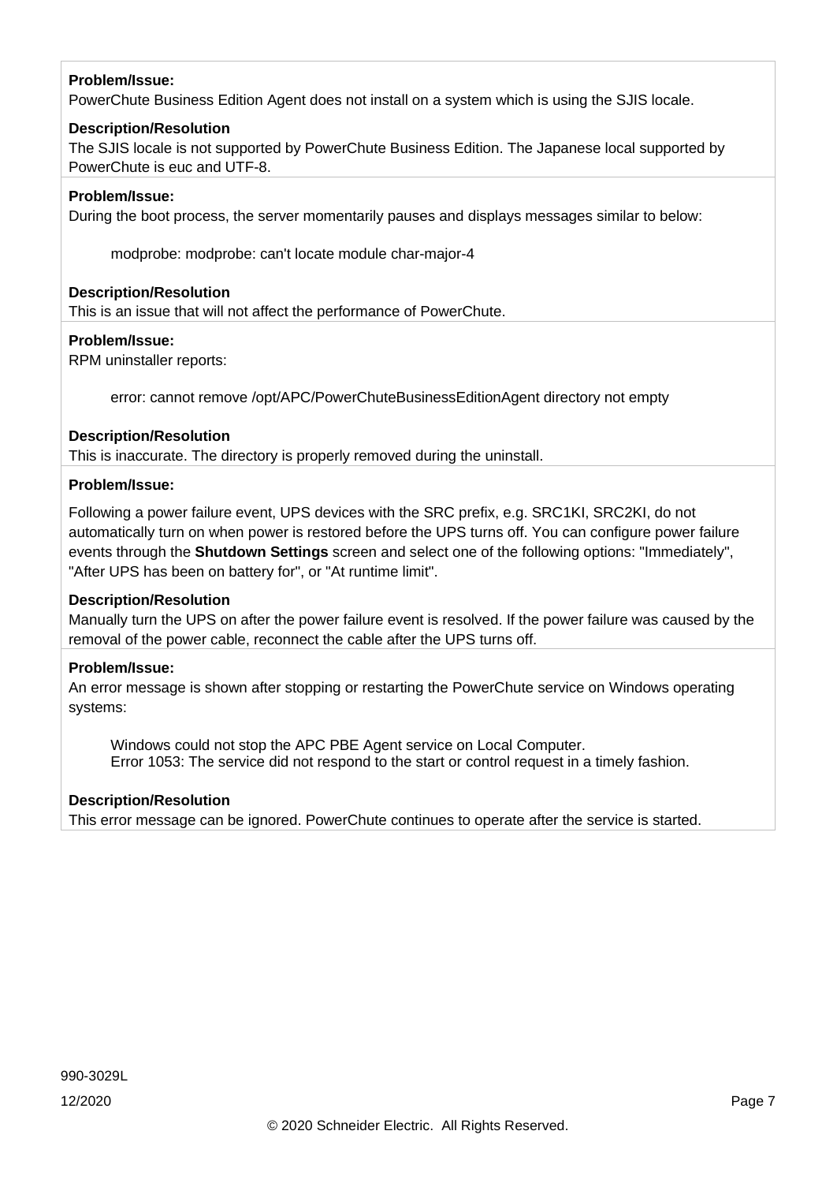**Problem/Issue:**

PowerChute Business Edition Agent does not install on a system which is using the SJIS locale.

**Description/Resolution**

The SJIS locale is not supported by PowerChute Business Edition. The Japanese local supported by PowerChute is euc and UTF-8.

**Problem/Issue:**

During the boot process, the server momentarily pauses and displays messages similar to below:

```
modprobe: modprobe: can't locate module char-major-4
```

**Description/Resolution**

This is an issue that will not affect the performance of PowerChute.

**Problem/Issue:**

RPM uninstaller reports:

```
error: cannot remove /opt/APC/PowerChuteBusinessEditionAgent directory not empty
```

**Description/Resolution**

This is inaccurate. The directory is properly removed during the uninstall.

**Problem/Issue:**

Following a power failure event, UPS devices with the SRC prefix, e.g. SRC1KI, SRC2KI, do not automatically turn on when power is restored before the UPS turns off. You can configure power failure events through the **Shutdown Settings** screen and select one of the following options: "Immediately", "After UPS has been on battery for", or "At runtime limit".

**Description/Resolution**

Manually turn the UPS on after the power failure event is resolved. If the power failure was caused by the removal of the power cable, reconnect the cable after the UPS turns off.

**Problem/Issue:**

An error message is shown after stopping or restarting the PowerChute service on Windows operating systems:

```
Windows could not stop the APC PBE Agent service on Local Computer.
Error 1053: The service did not respond to the start or control request in a timely fashion.
```

**Description/Resolution**

This error message can be ignored. PowerChute continues to operate after the service is started.

990-3029L

12/2020

© 2020 Schneider Electric. All Rights Reserved.